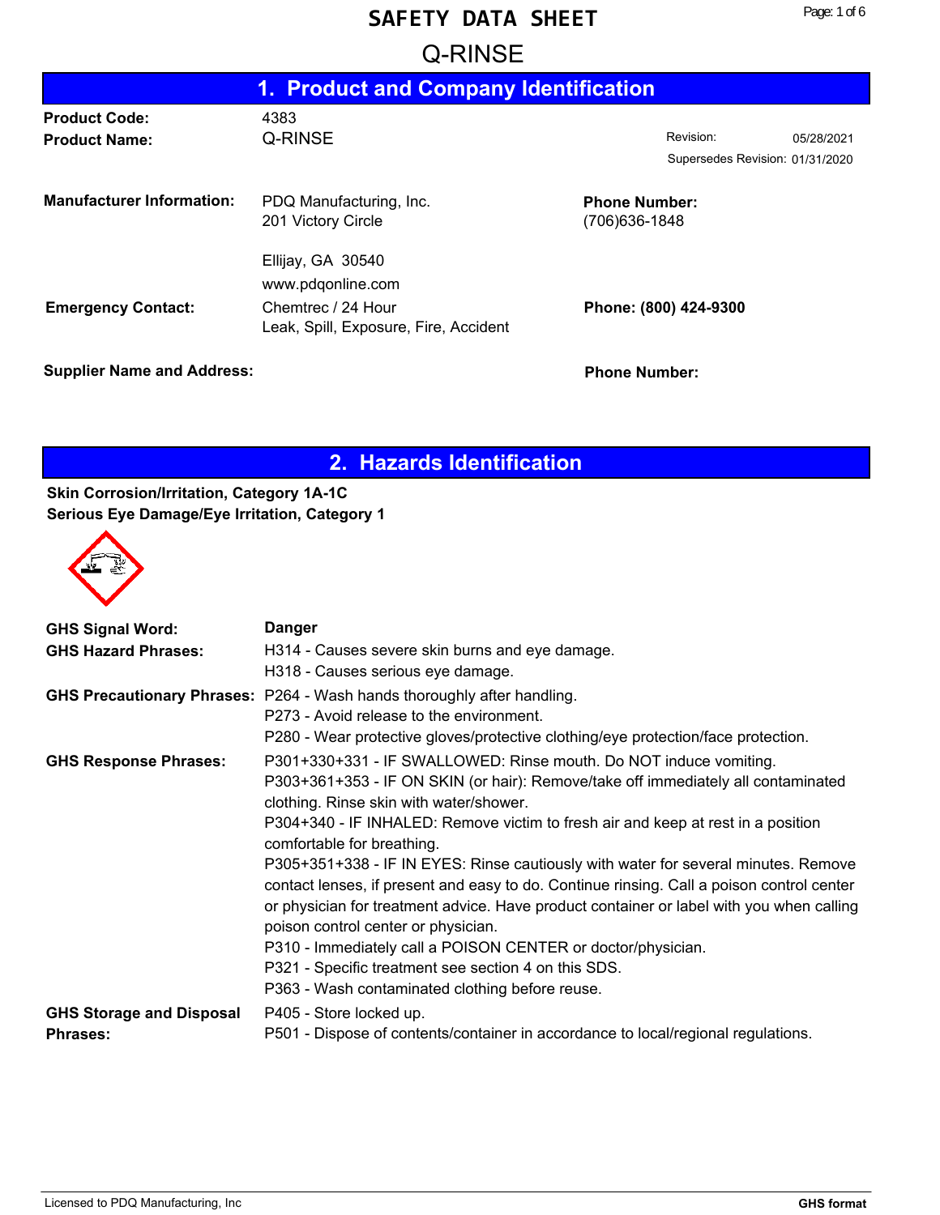# SAFETY DATA SHEET

## Q-RINSE

## 1. Product and Company Identification

**Product Code:** 4383

**Product Name:** Q-RINSE

Revision: 05/28/2021

Supersedes Revision: 01/31/2020

**Manufacturer Information:** PDQ Manufacturing, Inc.
201 Victory Circle

Ellijay, GA 30540
www.pdqonline.com

**Phone Number:**
(706)636-1848

**Emergency Contact:** Chemtrec / 24 Hour
Leak, Spill, Exposure, Fire, Accident

**Phone: (800) 424-9300**

**Supplier Name and Address:**

**Phone Number:**

## 2. Hazards Identification

**Skin Corrosion/Irritation, Category 1A-1C**
**Serious Eye Damage/Eye Irritation, Category 1**

**GHS Signal Word:** **Danger**

**GHS Hazard Phrases:**
H314 - Causes severe skin burns and eye damage.
H318 - Causes serious eye damage.

**GHS Precautionary Phrases:**
P264 - Wash hands thoroughly after handling.
P273 - Avoid release to the environment.
P280 - Wear protective gloves/protective clothing/eye protection/face protection.

**GHS Response Phrases:**
P301+330+331 - IF SWALLOWED: Rinse mouth. Do NOT induce vomiting.
P303+361+353 - IF ON SKIN (or hair): Remove/take off immediately all contaminated clothing. Rinse skin with water/shower.
P304+340 - IF INHALED: Remove victim to fresh air and keep at rest in a position comfortable for breathing.
P305+351+338 - IF IN EYES: Rinse cautiously with water for several minutes. Remove contact lenses, if present and easy to do. Continue rinsing. Call a poison control center or physician for treatment advice. Have product container or label with you when calling poison control center or physician.
P310 - Immediately call a POISON CENTER or doctor/physician.
P321 - Specific treatment see section 4 on this SDS.
P363 - Wash contaminated clothing before reuse.

**GHS Storage and Disposal Phrases:**
P405 - Store locked up.
P501 - Dispose of contents/container in accordance to local/regional regulations.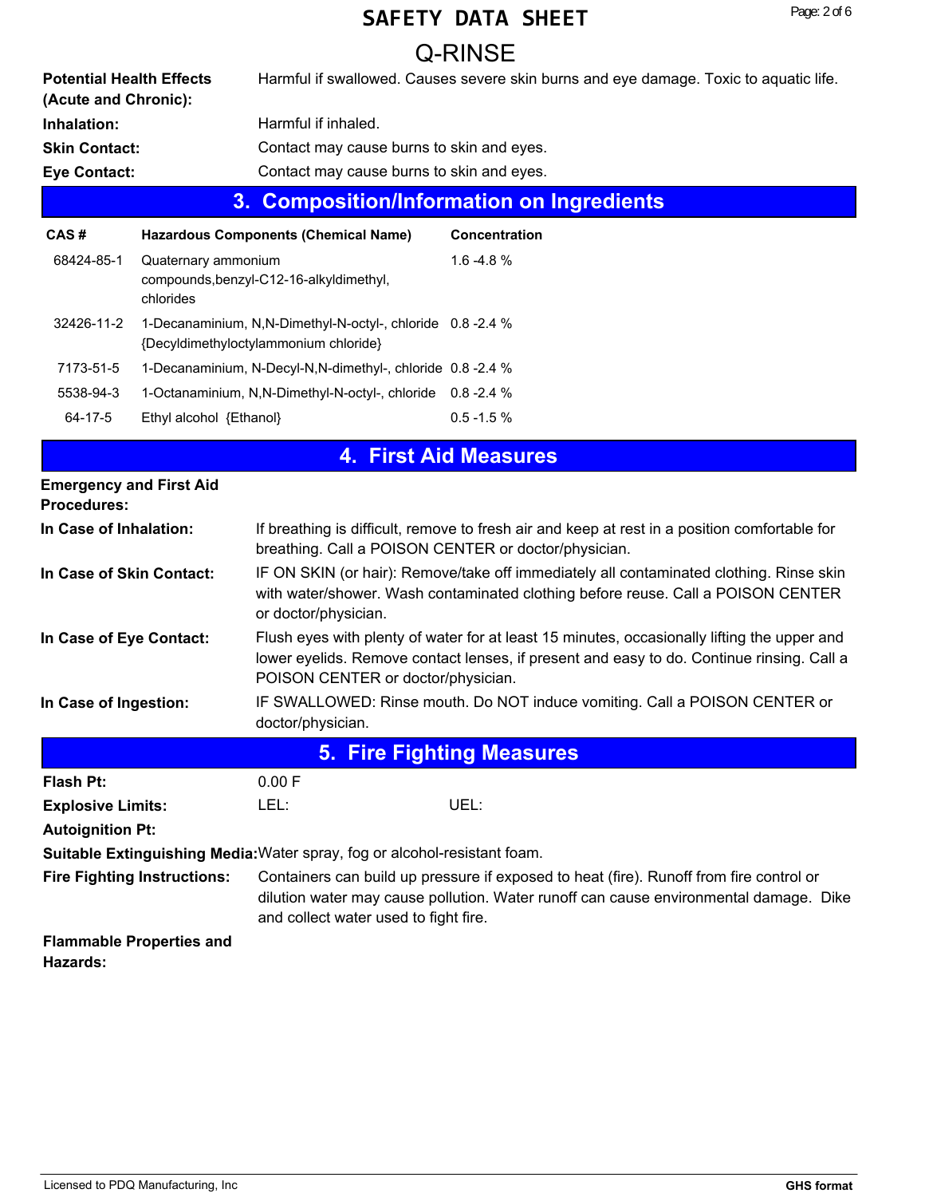**Potential Health Effects (Acute and Chronic):** Harmful if swallowed. Causes severe skin burns and eye damage. Toxic to aquatic life.

**Inhalation:** Harmful if inhaled.

**Skin Contact:** Contact may cause burns to skin and eyes.

**Eye Contact:** Contact may cause burns to skin and eyes.

## 3. Composition/Information on Ingredients

| CAS # | Hazardous Components (Chemical Name) | Concentration |
|---|---|---|
| 68424-85-1 | Quaternary ammonium compounds,benzyl-C12-16-alkyldimethyl, chlorides | 1.6 -4.8 % |
| 32426-11-2 | 1-Decanaminium, N,N-Dimethyl-N-octyl-, chloride {Decyldimethyloctylammonium chloride} | 0.8 -2.4 % |
| 7173-51-5 | 1-Decanaminium, N-Decyl-N,N-dimethyl-, chloride | 0.8 -2.4 % |
| 5538-94-3 | 1-Octanaminium, N,N-Dimethyl-N-octyl-, chloride | 0.8 -2.4 % |
| 64-17-5 | Ethyl alcohol {Ethanol} | 0.5 -1.5 % |

## 4. First Aid Measures

**Emergency and First Aid Procedures:**

**In Case of Inhalation:** If breathing is difficult, remove to fresh air and keep at rest in a position comfortable for breathing. Call a POISON CENTER or doctor/physician.

**In Case of Skin Contact:** IF ON SKIN (or hair): Remove/take off immediately all contaminated clothing. Rinse skin with water/shower. Wash contaminated clothing before reuse. Call a POISON CENTER or doctor/physician.

**In Case of Eye Contact:** Flush eyes with plenty of water for at least 15 minutes, occasionally lifting the upper and lower eyelids. Remove contact lenses, if present and easy to do. Continue rinsing. Call a POISON CENTER or doctor/physician.

**In Case of Ingestion:** IF SWALLOWED: Rinse mouth. Do NOT induce vomiting. Call a POISON CENTER or doctor/physician.

## 5. Fire Fighting Measures

**Flash Pt:** 0.00 F

**Explosive Limits:** LEL: UEL:

**Autoignition Pt:**

**Suitable Extinguishing Media:** Water spray, fog or alcohol-resistant foam.

**Fire Fighting Instructions:** Containers can build up pressure if exposed to heat (fire). Runoff from fire control or dilution water may cause pollution. Water runoff can cause environmental damage. Dike and collect water used to fight fire.

**Flammable Properties and Hazards:**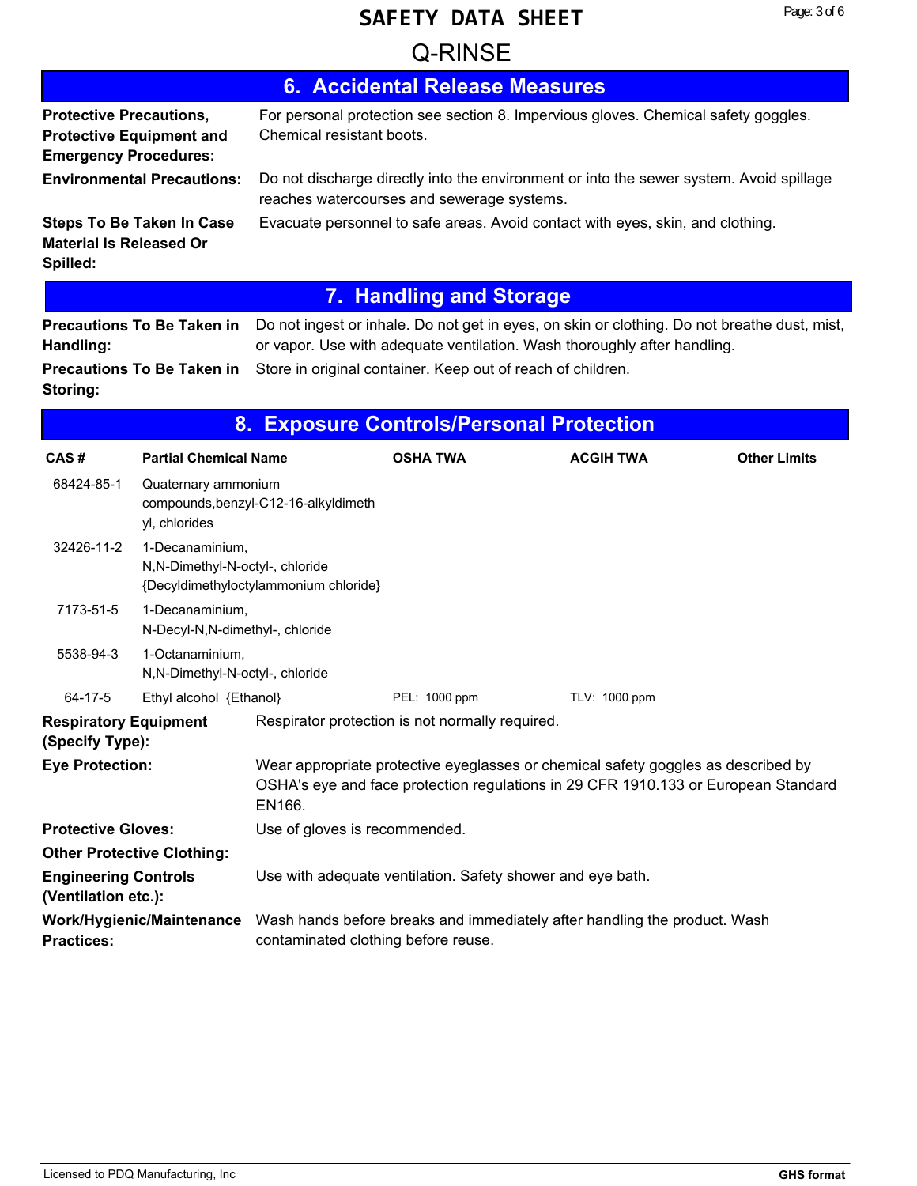## 6. Accidental Release Measures

**Protective Precautions, Protective Equipment and Emergency Procedures:** For personal protection see section 8. Impervious gloves. Chemical safety goggles. Chemical resistant boots.

**Environmental Precautions:** Do not discharge directly into the environment or into the sewer system. Avoid spillage reaches watercourses and sewerage systems.

**Steps To Be Taken In Case Material Is Released Or Spilled:** Evacuate personnel to safe areas. Avoid contact with eyes, skin, and clothing.

## 7. Handling and Storage

**Precautions To Be Taken in Handling:** Do not ingest or inhale. Do not get in eyes, on skin or clothing. Do not breathe dust, mist, or vapor. Use with adequate ventilation. Wash thoroughly after handling.

**Precautions To Be Taken in Storing:** Store in original container. Keep out of reach of children.

## 8. Exposure Controls/Personal Protection

| CAS # | Partial Chemical Name | OSHA TWA | ACGIH TWA | Other Limits |
|---|---|---|---|---|
| 68424-85-1 | Quaternary ammonium compounds,benzyl-C12-16-alkyldimethyl, chlorides | | | |
| 32426-11-2 | 1-Decanaminium, N,N-Dimethyl-N-octyl-, chloride {Decyldimethyloctylammonium chloride} | | | |
| 7173-51-5 | 1-Decanaminium, N-Decyl-N,N-dimethyl-, chloride | | | |
| 5538-94-3 | 1-Octanaminium, N,N-Dimethyl-N-octyl-, chloride | | | |
| 64-17-5 | Ethyl alcohol {Ethanol} | PEL: 1000 ppm | TLV: 1000 ppm | |

**Respiratory Equipment (Specify Type):** Respirator protection is not normally required.

**Eye Protection:** Wear appropriate protective eyeglasses or chemical safety goggles as described by OSHA's eye and face protection regulations in 29 CFR 1910.133 or European Standard EN166.

**Protective Gloves:** Use of gloves is recommended.

**Other Protective Clothing:**

**Engineering Controls (Ventilation etc.):** Use with adequate ventilation. Safety shower and eye bath.

**Work/Hygienic/Maintenance Practices:** Wash hands before breaks and immediately after handling the product. Wash contaminated clothing before reuse.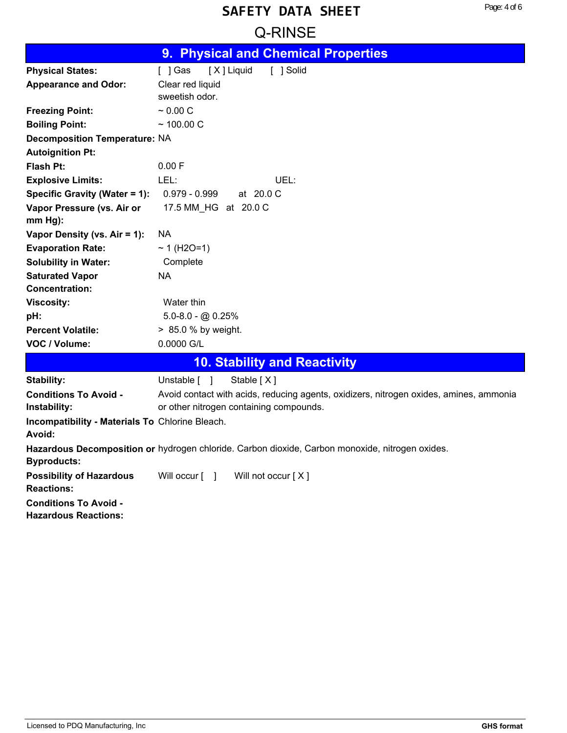# SAFETY DATA SHEET

## Q-RINSE

## 9. Physical and Chemical Properties

| | |
|---|---|
| **Physical States:** | [ ] Gas [ X ] Liquid [ ] Solid |
| **Appearance and Odor:** | Clear red liquid<br>sweetish odor. |
| **Freezing Point:** | ~ 0.00 C |
| **Boiling Point:** | ~ 100.00 C |
| **Decomposition Temperature:** | NA |
| **Autoignition Pt:** | |
| **Flash Pt:** | 0.00 F |
| **Explosive Limits:** | LEL: UEL: |
| **Specific Gravity (Water = 1):** | 0.979 - 0.999 at 20.0 C |
| **Vapor Pressure (vs. Air or mm Hg):** | 17.5 MM_HG at 20.0 C |
| **Vapor Density (vs. Air = 1):** | NA |
| **Evaporation Rate:** | ~ 1 ($H_2O$=1) |
| **Solubility in Water:** | Complete |
| **Saturated Vapor Concentration:** | NA |
| **Viscosity:** | Water thin |
| **pH:** | 5.0-8.0 - @ 0.25% |
| **Percent Volatile:** | > 85.0 % by weight. |
| **VOC / Volume:** | 0.0000 G/L |

## 10. Stability and Reactivity

| | |
|---|---|
| **Stability:** | Unstable [ ] Stable [ X ] |
| **Conditions To Avoid - Instability:** | Avoid contact with acids, reducing agents, oxidizers, nitrogen oxides, amines, ammonia or other nitrogen containing compounds. |
| **Incompatibility - Materials To Avoid:** | Chlorine Bleach. |
| **Hazardous Decomposition or Byproducts:** | hydrogen chloride. Carbon dioxide, Carbon monoxide, nitrogen oxides. |
| **Possibility of Hazardous Reactions:** | Will occur [ ] Will not occur [ X ] |
| **Conditions To Avoid - Hazardous Reactions:** | |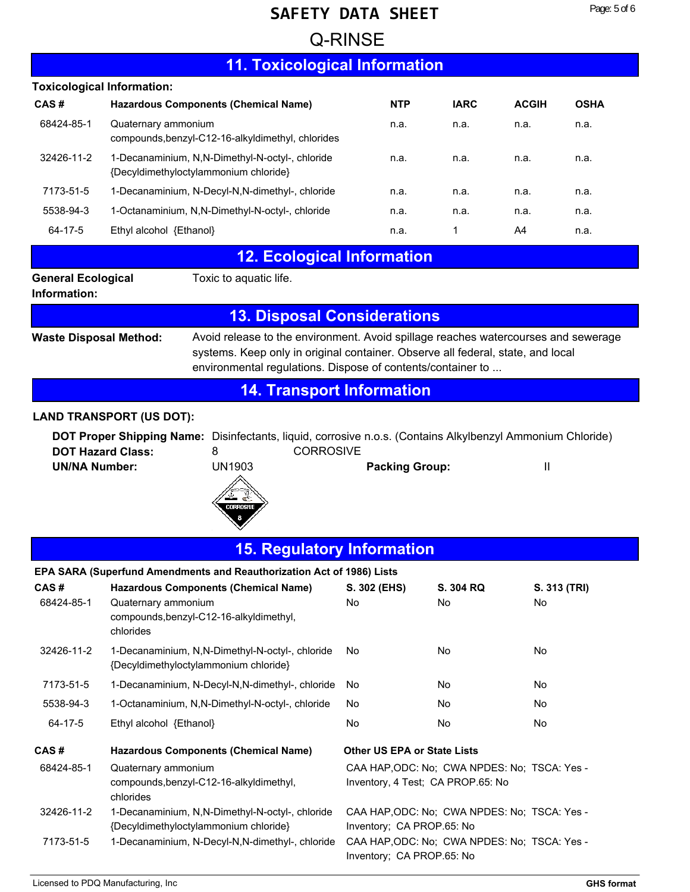# SAFETY DATA SHEET

# Q-RINSE

## 11. Toxicological Information

**Toxicological Information:**

| CAS # | Hazardous Components (Chemical Name) | NTP | IARC | ACGIH | OSHA |
|---|---|---|---|---|---|
| 68424-85-1 | Quaternary ammonium compounds,benzyl-C12-16-alkyldimethyl, chlorides | n.a. | n.a. | n.a. | n.a. |
| 32426-11-2 | 1-Decanaminium, N,N-Dimethyl-N-octyl-, chloride {Decyldimethyloctylammonium chloride} | n.a. | n.a. | n.a. | n.a. |
| 7173-51-5 | 1-Decanaminium, N-Decyl-N,N-dimethyl-, chloride | n.a. | n.a. | n.a. | n.a. |
| 5538-94-3 | 1-Octanaminium, N,N-Dimethyl-N-octyl-, chloride | n.a. | n.a. | n.a. | n.a. |
| 64-17-5 | Ethyl alcohol {Ethanol} | n.a. | 1 | A4 | n.a. |

## 12. Ecological Information

**General Ecological Information:** Toxic to aquatic life.

## 13. Disposal Considerations

**Waste Disposal Method:** Avoid release to the environment. Avoid spillage reaches watercourses and sewerage systems. Keep only in original container. Observe all federal, state, and local environmental regulations. Dispose of contents/container to ...

## 14. Transport Information

**LAND TRANSPORT (US DOT):**

**DOT Proper Shipping Name:** Disinfectants, liquid, corrosive n.o.s. (Contains Alkylbenzyl Ammonium Chloride)

**DOT Hazard Class:** 8 CORROSIVE

**UN/NA Number:** UN1903 **Packing Group:** II

## 15. Regulatory Information

**EPA SARA (Superfund Amendments and Reauthorization Act of 1986) Lists**

| CAS # | Hazardous Components (Chemical Name) | S. 302 (EHS) | S. 304 RQ | S. 313 (TRI) |
|---|---|---|---|---|
| 68424-85-1 | Quaternary ammonium compounds,benzyl-C12-16-alkyldimethyl, chlorides | No | No | No |
| 32426-11-2 | 1-Decanaminium, N,N-Dimethyl-N-octyl-, chloride {Decyldimethyloctylammonium chloride} | No | No | No |
| 7173-51-5 | 1-Decanaminium, N-Decyl-N,N-dimethyl-, chloride | No | No | No |
| 5538-94-3 | 1-Octanaminium, N,N-Dimethyl-N-octyl-, chloride | No | No | No |
| 64-17-5 | Ethyl alcohol {Ethanol} | No | No | No |

| CAS # | Hazardous Components (Chemical Name) | Other US EPA or State Lists |
|---|---|---|
| 68424-85-1 | Quaternary ammonium compounds,benzyl-C12-16-alkyldimethyl, chlorides | CAA HAP,ODC: No; CWA NPDES: No; TSCA: Yes - Inventory, 4 Test; CA PROP.65: No |
| 32426-11-2 | 1-Decanaminium, N,N-Dimethyl-N-octyl-, chloride {Decyldimethyloctylammonium chloride} | CAA HAP,ODC: No; CWA NPDES: No; TSCA: Yes - Inventory; CA PROP.65: No |
| 7173-51-5 | 1-Decanaminium, N-Decyl-N,N-dimethyl-, chloride | CAA HAP,ODC: No; CWA NPDES: No; TSCA: Yes - Inventory; CA PROP.65: No |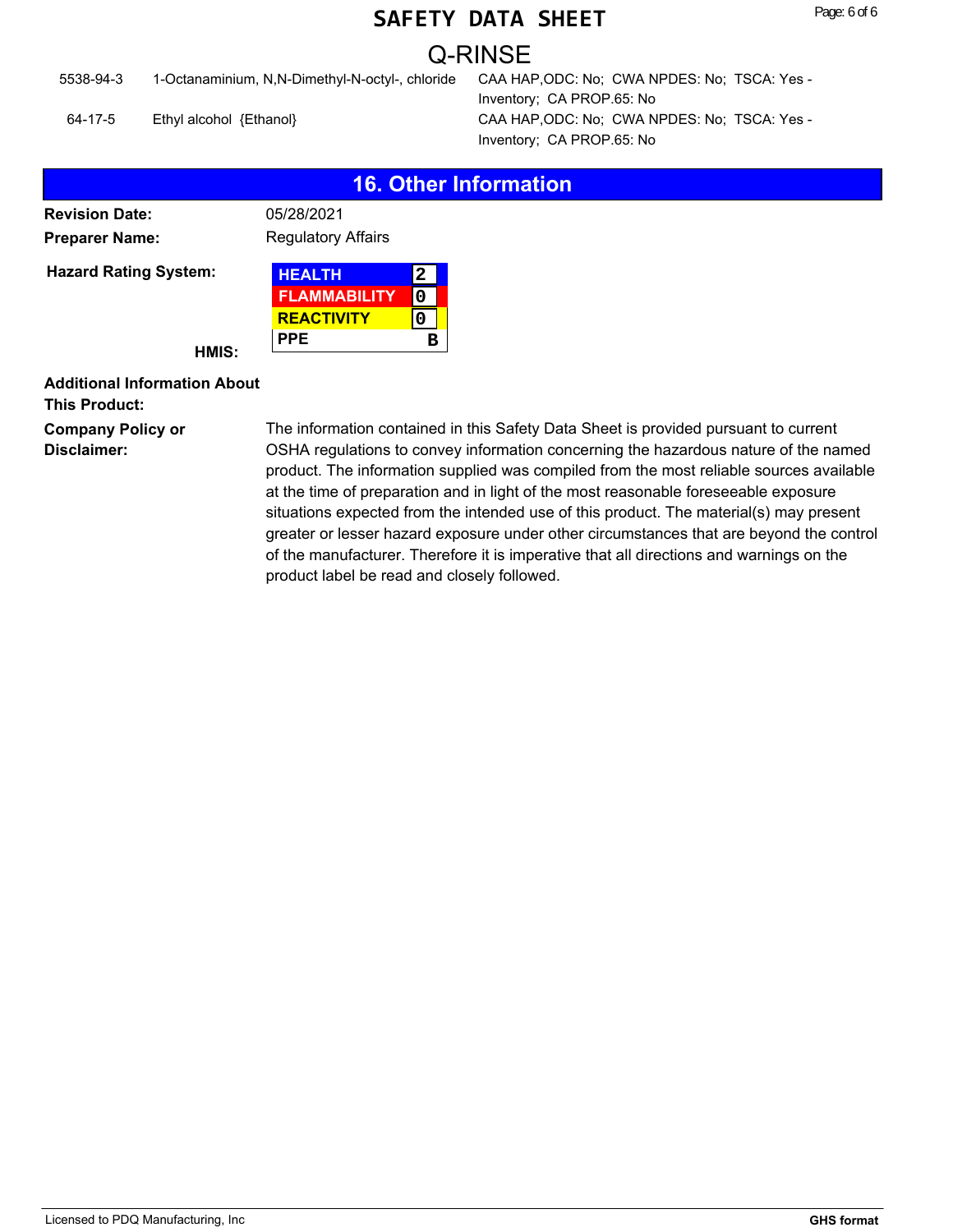| | | |
|---|---|---|
| 5538-94-3 | 1-Octanaminium, N,N-Dimethyl-N-octyl-, chloride | CAA HAP,ODC: No; CWA NPDES: No; TSCA: Yes - Inventory; CA PROP.65: No |
| 64-17-5 | Ethyl alcohol {Ethanol} | CAA HAP,ODC: No; CWA NPDES: No; TSCA: Yes - Inventory; CA PROP.65: No |

## 16. Other Information

**Revision Date:** 05/28/2021

**Preparer Name:** Regulatory Affairs

**Hazard Rating System:**

**HMIS:**

| | |
|---|---|
| HEALTH | 2 |
| FLAMMABILITY | 0 |
| REACTIVITY | 0 |
| PPE | B |

**Additional Information About This Product:**

**Company Policy or Disclaimer:** The information contained in this Safety Data Sheet is provided pursuant to current OSHA regulations to convey information concerning the hazardous nature of the named product. The information supplied was compiled from the most reliable sources available at the time of preparation and in light of the most reasonable foreseeable exposure situations expected from the intended use of this product. The material(s) may present greater or lesser hazard exposure under other circumstances that are beyond the control of the manufacturer. Therefore it is imperative that all directions and warnings on the product label be read and closely followed.